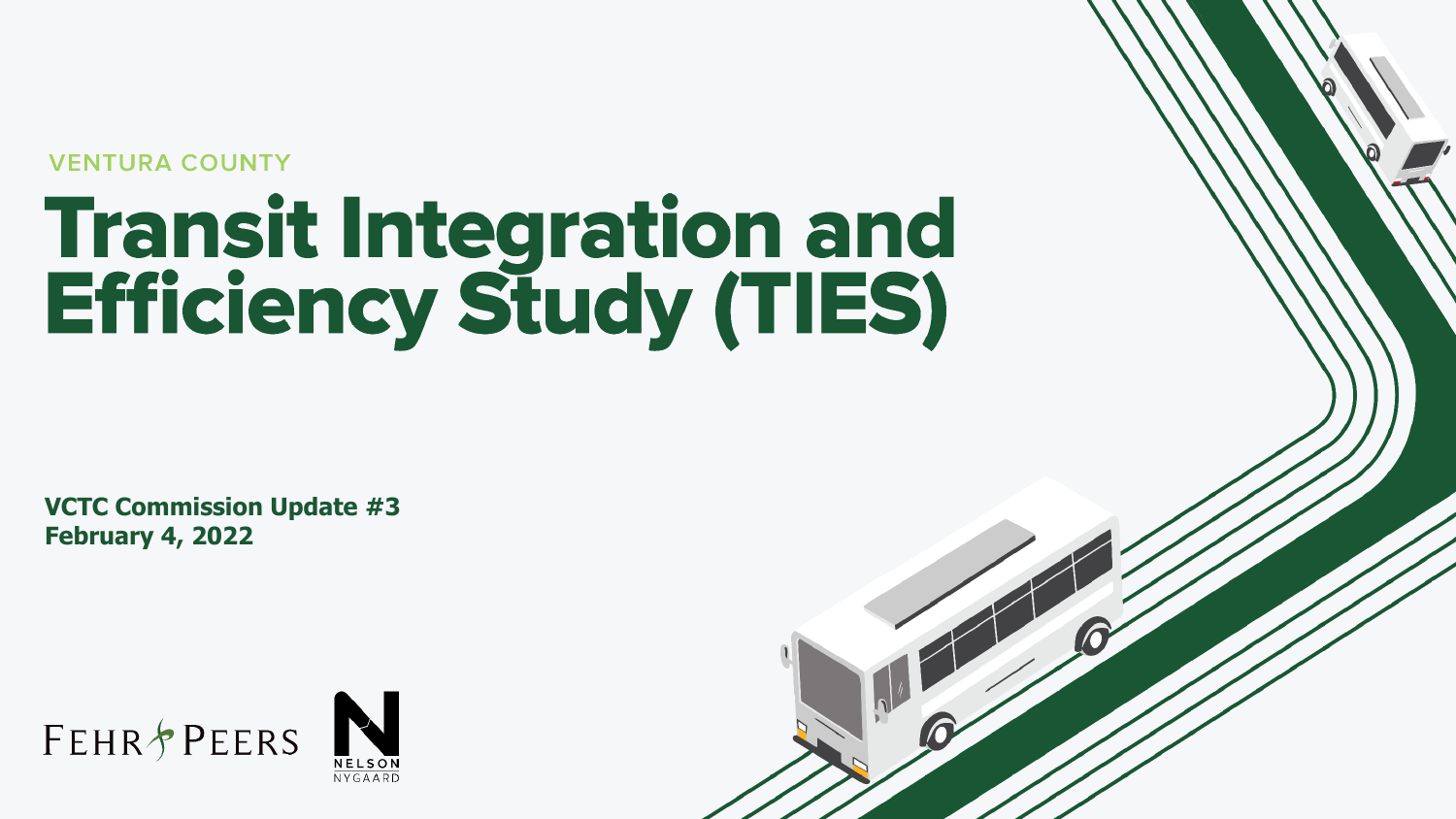VENTURA COUNTY

# Transit Integration and Efficiency Study (TIES)

**VCTC Commission Update #3**
**February 4, 2022**

FEHR & PEERS

NELSON NYGAARD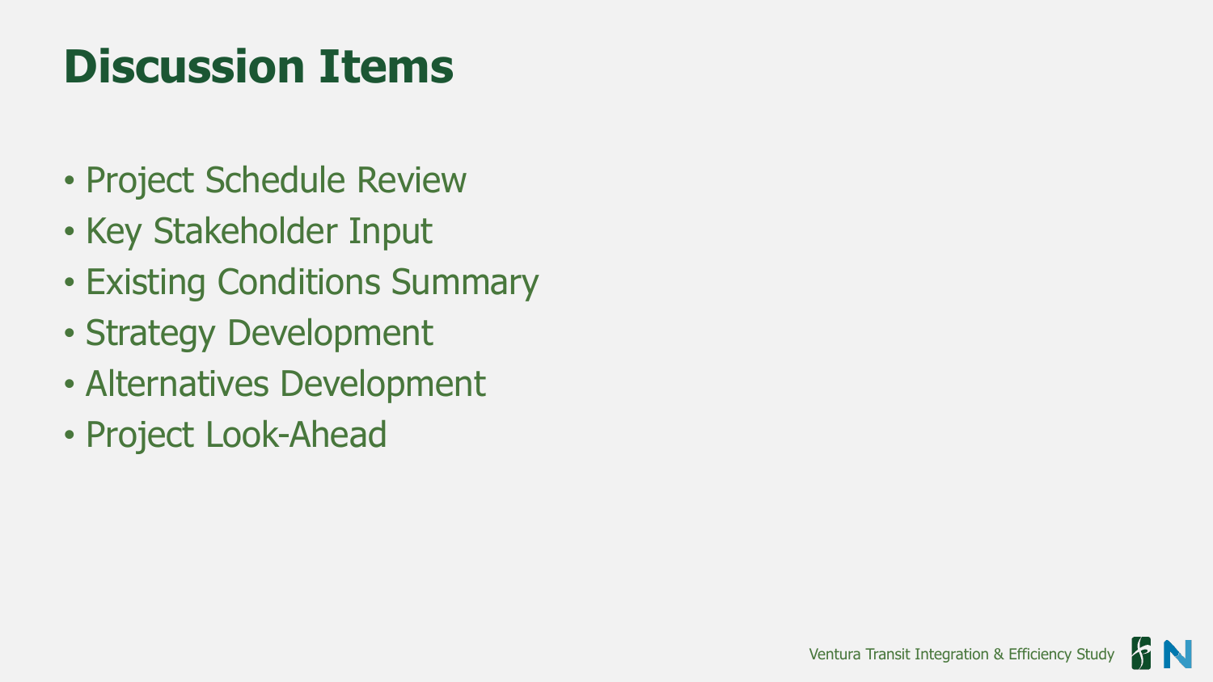# Discussion Items

- Project Schedule Review
- Key Stakeholder Input
- Existing Conditions Summary
- Strategy Development
- Alternatives Development
- Project Look-Ahead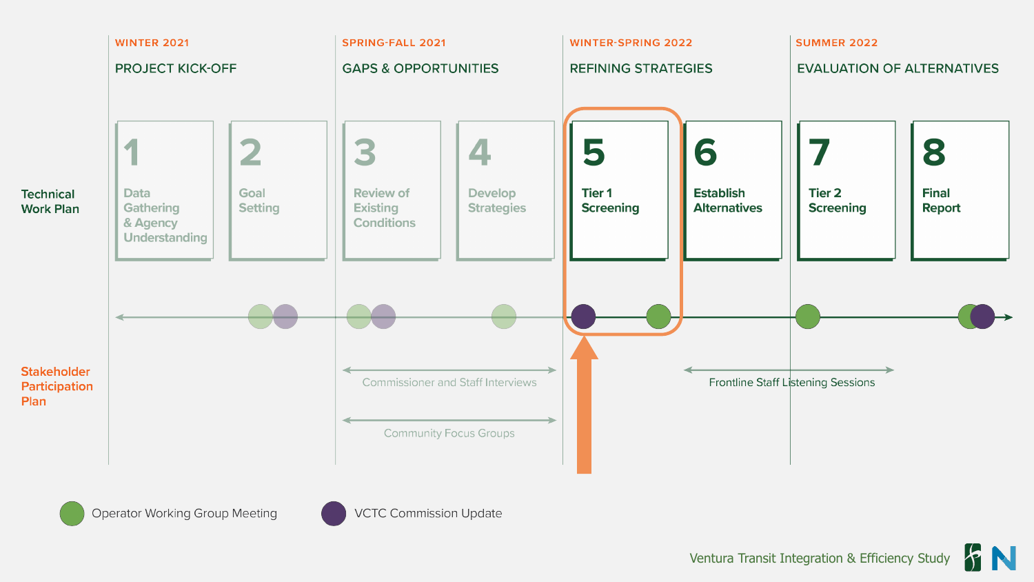| | WINTER 2021 | | SPRING-FALL 2021 | | WINTER-SPRING 2022 | | SUMMER 2022 | |
|---|---|---|---|---|---|---|---|---|
| | PROJECT KICK-OFF | | GAPS & OPPORTUNITIES | | REFINING STRATEGIES | | EVALUATION OF ALTERNATIVES | |
| **Technical Work Plan** | 1 Data Gathering & Agency Understanding | 2 Goal Setting | 3 Review of Existing Conditions | 4 Develop Strategies | **5 Tier 1 Screening** | **6 Establish Alternatives** | **7 Tier 2 Screening** | **8 Final Report** |

**Stakeholder Participation Plan**

- Commissioner and Staff Interviews
- Community Focus Groups
- Frontline Staff Listening Sessions

Operator Working Group Meeting

VCTC Commission Update

Ventura Transit Integration & Efficiency Study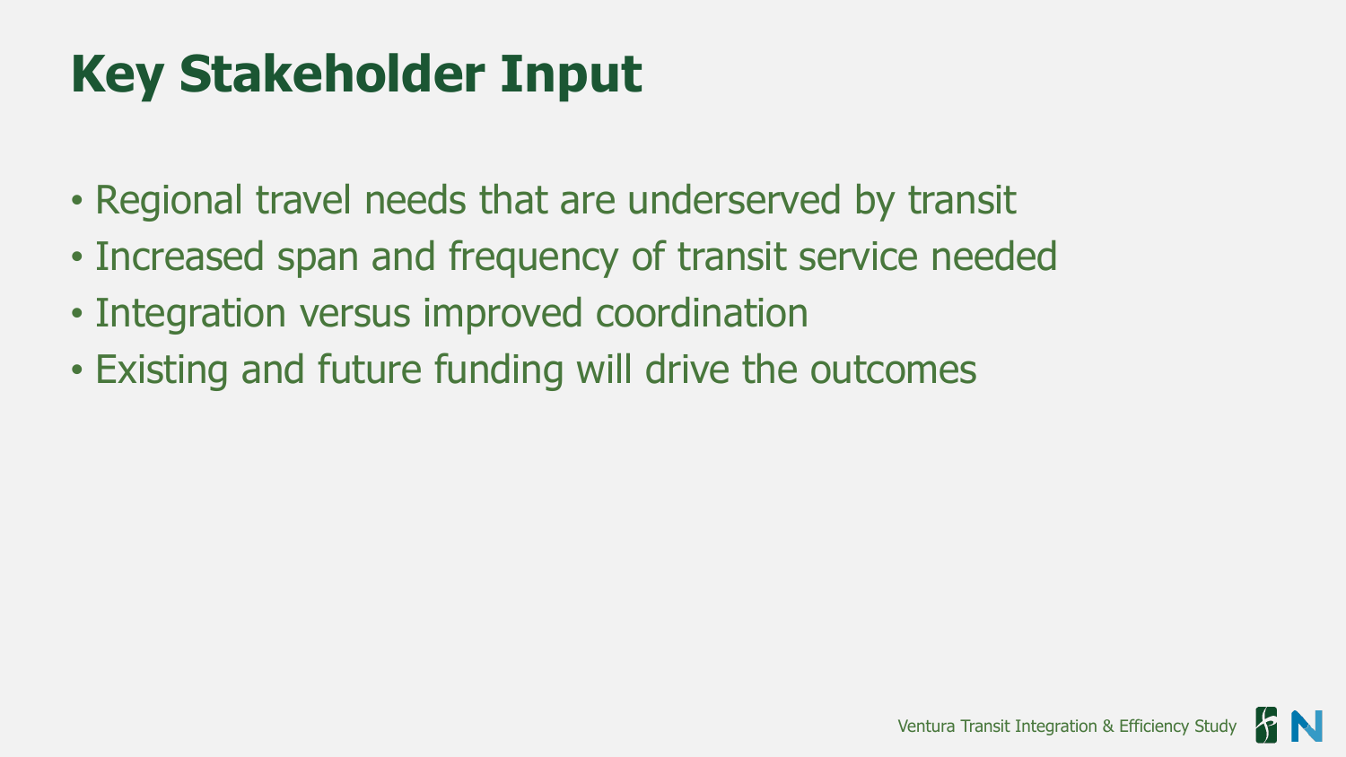# Key Stakeholder Input

- Regional travel needs that are underserved by transit
- Increased span and frequency of transit service needed
- Integration versus improved coordination
- Existing and future funding will drive the outcomes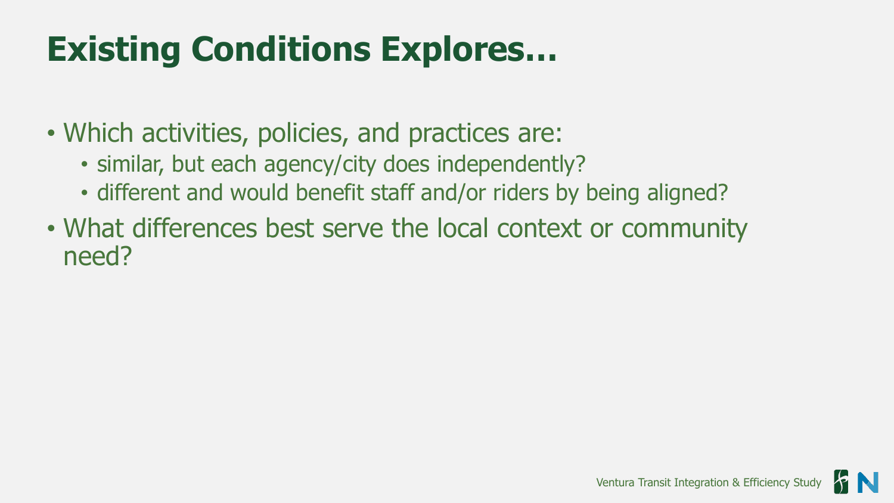# Existing Conditions Explores…

- Which activities, policies, and practices are:
  - similar, but each agency/city does independently?
  - different and would benefit staff and/or riders by being aligned?
- What differences best serve the local context or community need?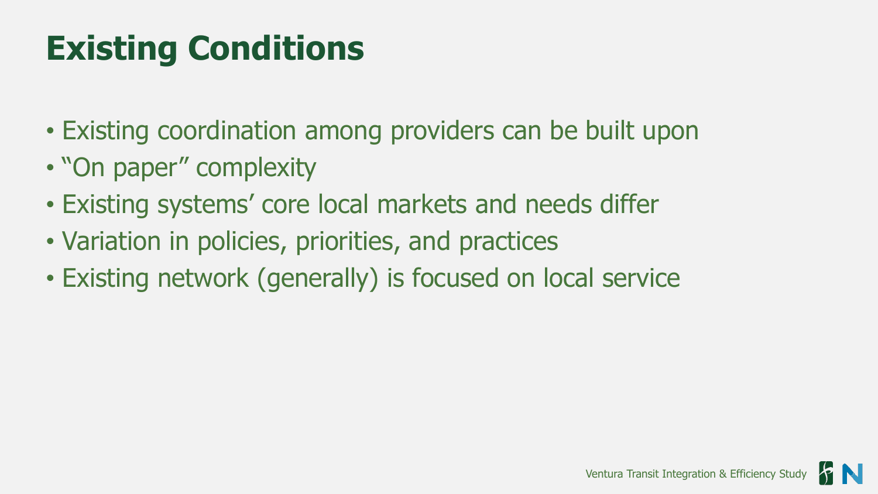# Existing Conditions

- Existing coordination among providers can be built upon
- "On paper" complexity
- Existing systems' core local markets and needs differ
- Variation in policies, priorities, and practices
- Existing network (generally) is focused on local service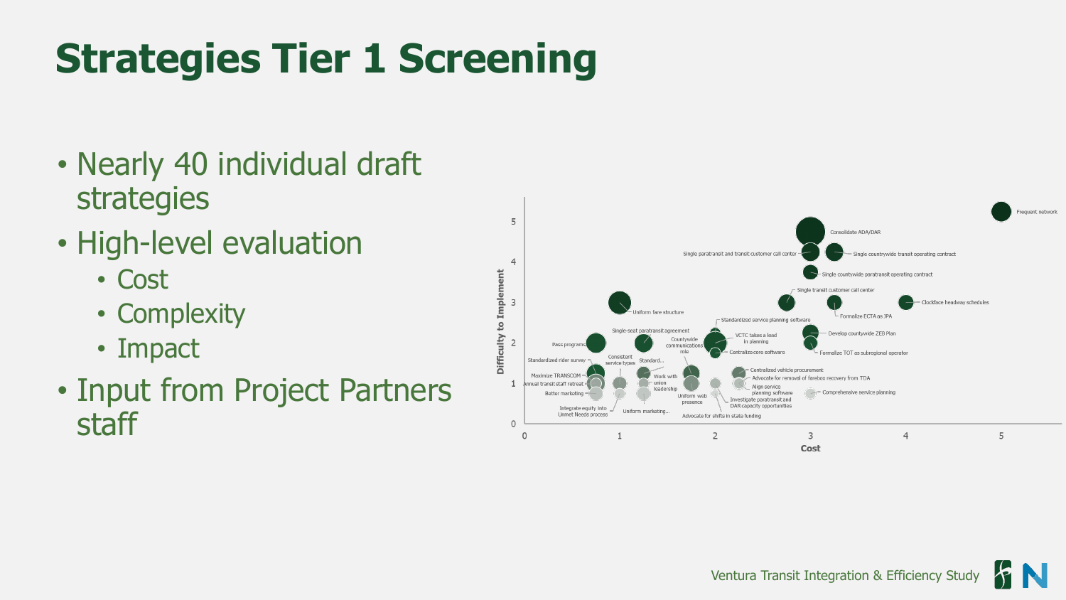# Strategies Tier 1 Screening

- Nearly 40 individual draft strategies
- High-level evaluation
  - Cost
  - Complexity
  - Impact
- Input from Project Partners staff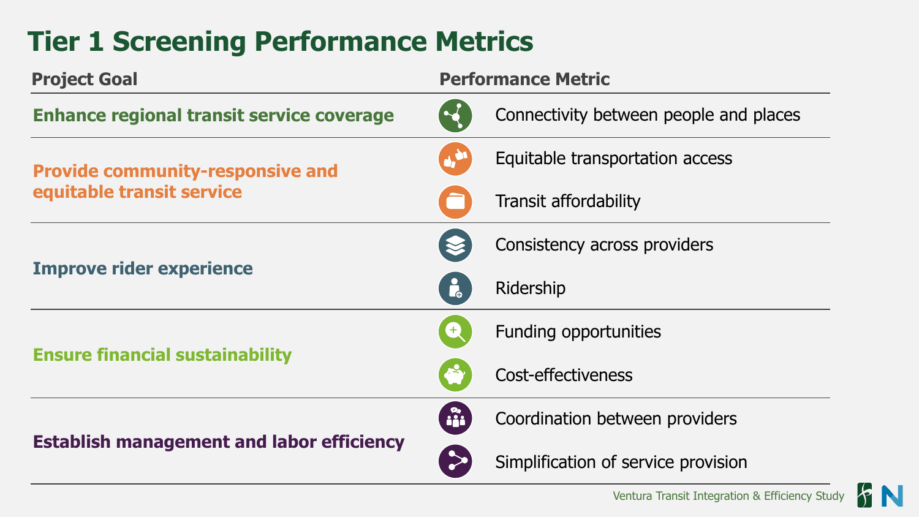# Tier 1 Screening Performance Metrics

| Project Goal | Performance Metric |
| --- | --- |
| **Enhance regional transit service coverage** | Connectivity between people and places |
| **Provide community-responsive and equitable transit service** | Equitable transportation access |
| | Transit affordability |
| **Improve rider experience** | Consistency across providers |
| | Ridership |
| **Ensure financial sustainability** | Funding opportunities |
| | Cost-effectiveness |
| **Establish management and labor efficiency** | Coordination between providers |
| | Simplification of service provision |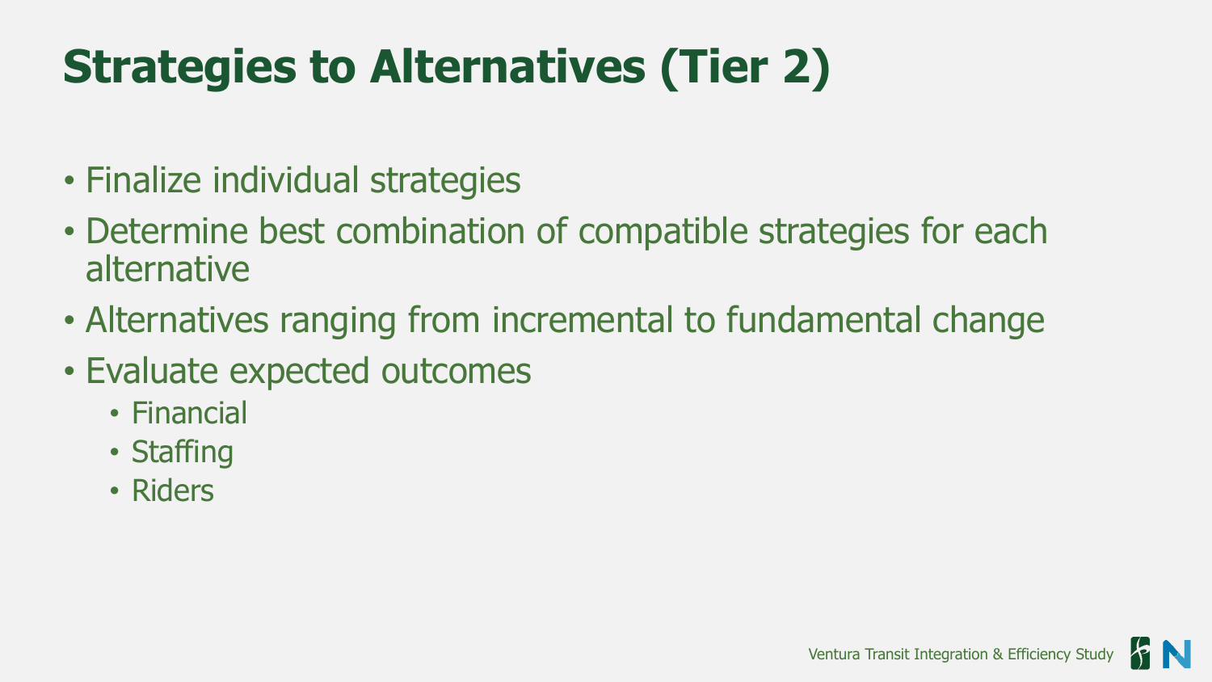# Strategies to Alternatives (Tier 2)

- Finalize individual strategies
- Determine best combination of compatible strategies for each alternative
- Alternatives ranging from incremental to fundamental change
- Evaluate expected outcomes
  - Financial
  - Staffing
  - Riders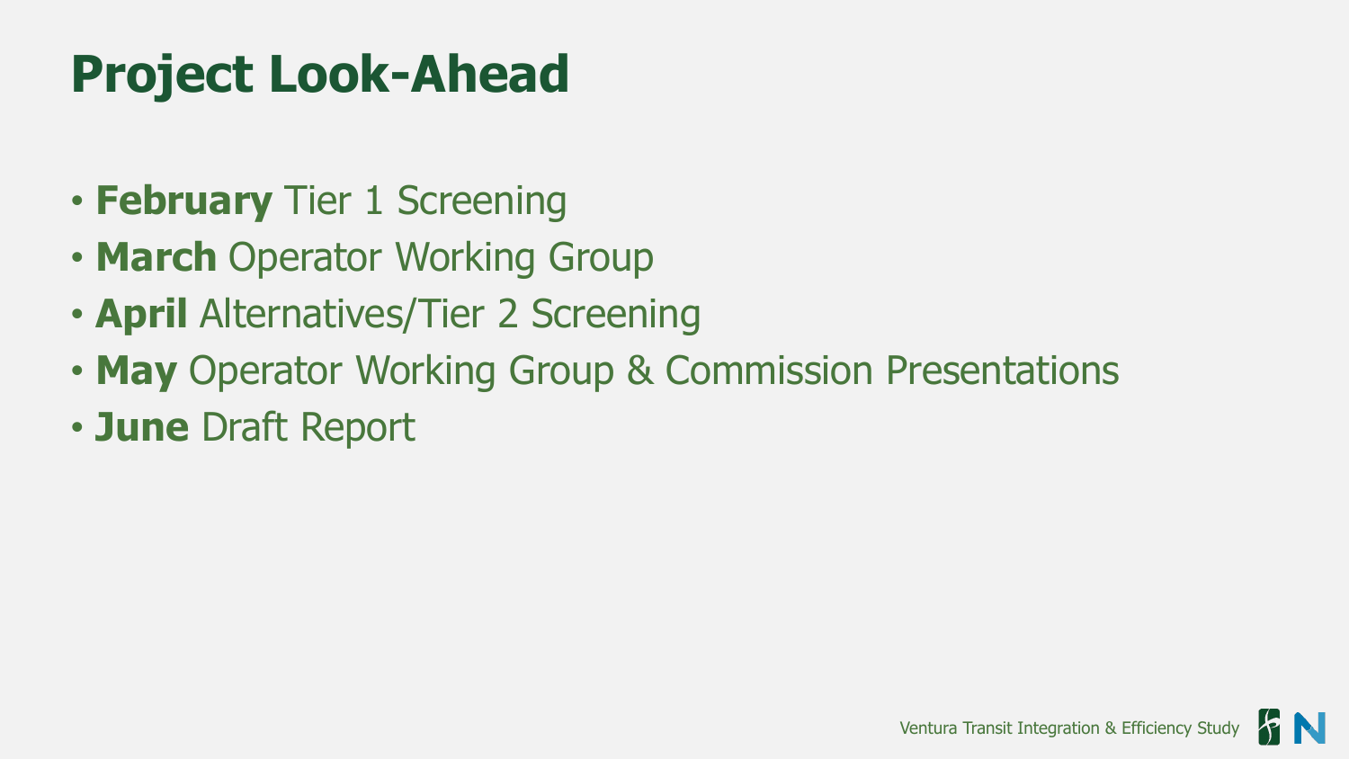# Project Look-Ahead

- **February** Tier 1 Screening
- **March** Operator Working Group
- **April** Alternatives/Tier 2 Screening
- **May** Operator Working Group & Commission Presentations
- **June** Draft Report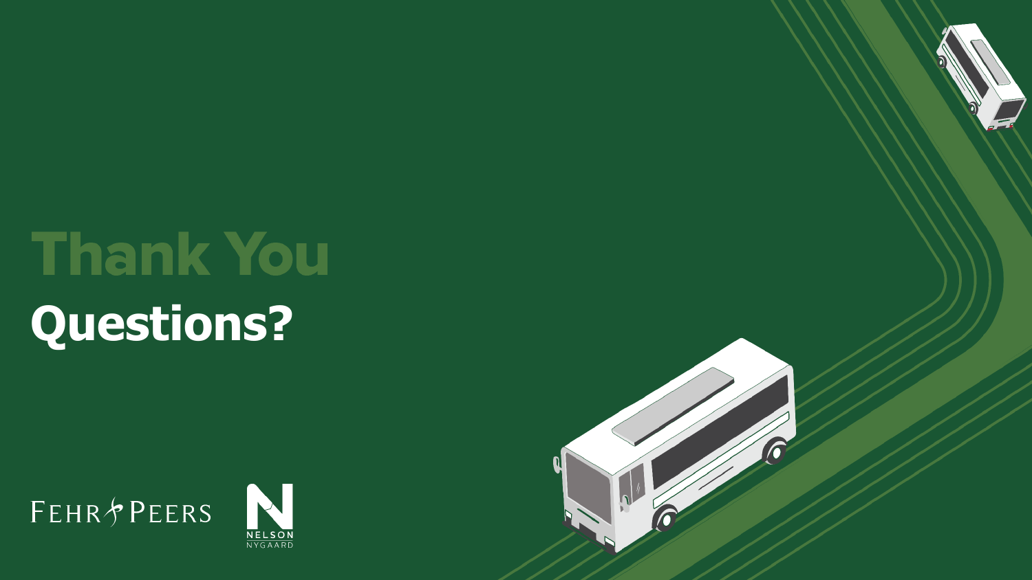# Thank You

## Questions?

FEHR PEERS

NELSON NYGAARD